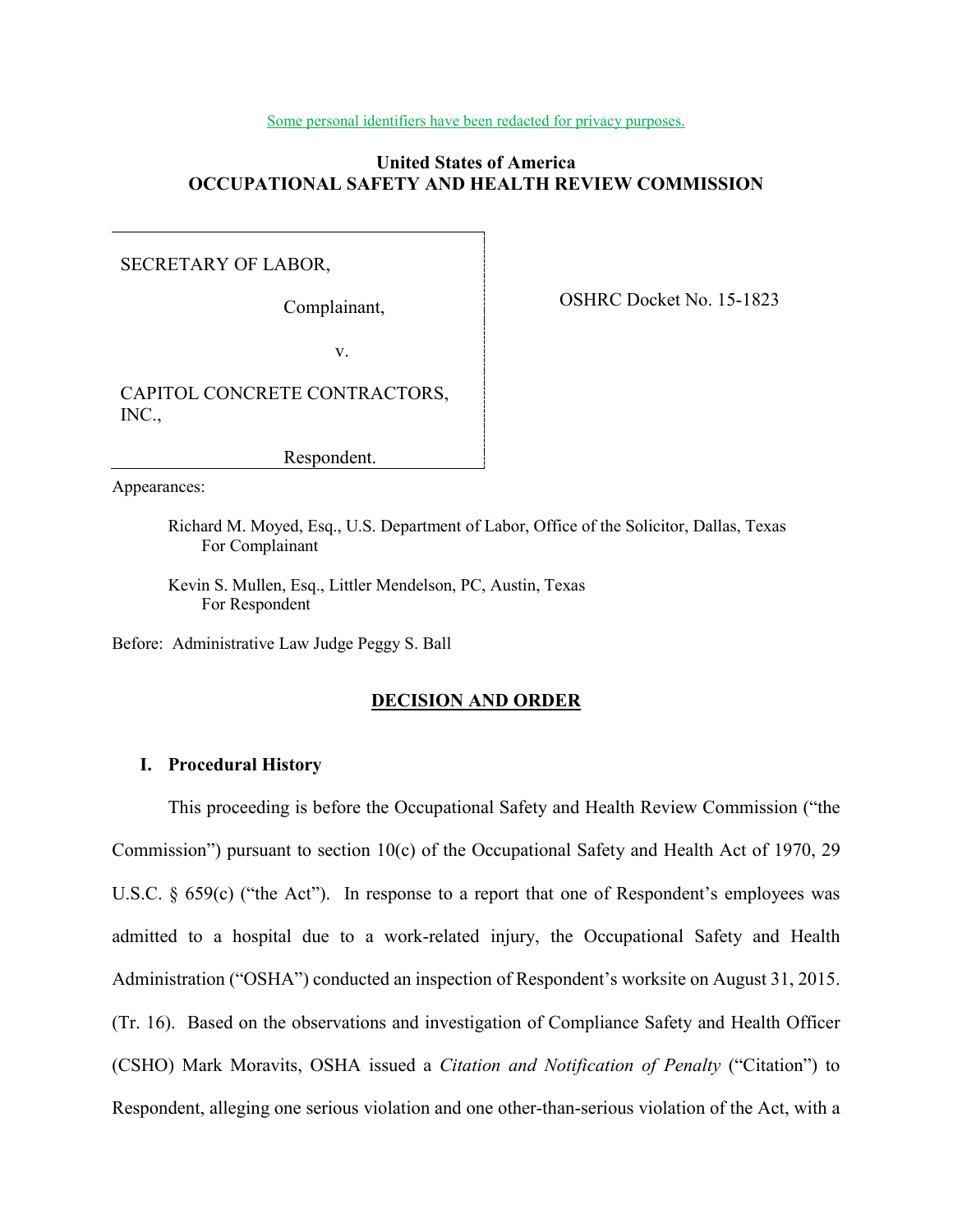Some personal identifiers have been redacted for privacy purposes.

**United States of America**
**OCCUPATIONAL SAFETY AND HEALTH REVIEW COMMISSION**

SECRETARY OF LABOR,

Complainant,

v.

CAPITOL CONCRETE CONTRACTORS, INC.,

Respondent.

OSHRC Docket No. 15-1823

Appearances:

Richard M. Moyed, Esq., U.S. Department of Labor, Office of the Solicitor, Dallas, Texas
For Complainant

Kevin S. Mullen, Esq., Littler Mendelson, PC, Austin, Texas
For Respondent

Before: Administrative Law Judge Peggy S. Ball

## DECISION AND ORDER

### I. Procedural History

This proceeding is before the Occupational Safety and Health Review Commission ("the Commission") pursuant to section 10(c) of the Occupational Safety and Health Act of 1970, 29 U.S.C. § 659(c) ("the Act"). In response to a report that one of Respondent's employees was admitted to a hospital due to a work-related injury, the Occupational Safety and Health Administration ("OSHA") conducted an inspection of Respondent's worksite on August 31, 2015. (Tr. 16). Based on the observations and investigation of Compliance Safety and Health Officer (CSHO) Mark Moravits, OSHA issued a *Citation and Notification of Penalty* ("Citation") to Respondent, alleging one serious violation and one other-than-serious violation of the Act, with a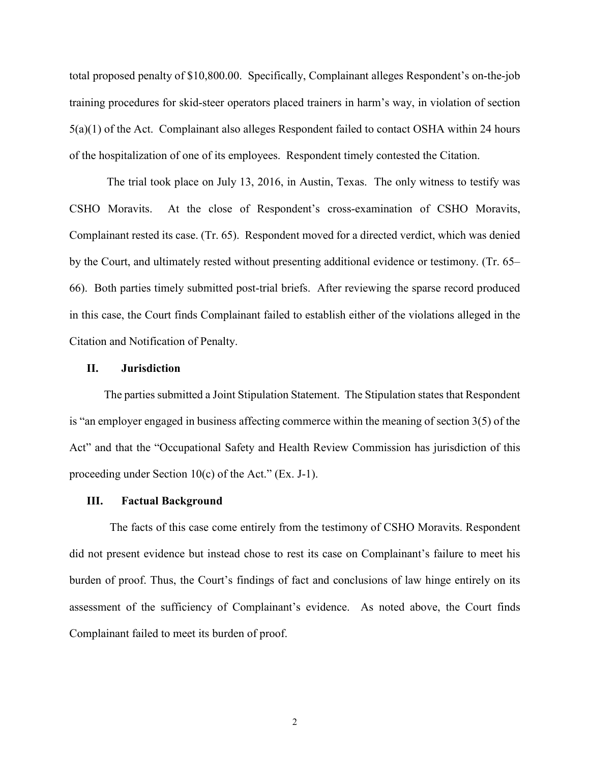total proposed penalty of $10,800.00. Specifically, Complainant alleges Respondent's on-the-job training procedures for skid-steer operators placed trainers in harm's way, in violation of section 5(a)(1) of the Act. Complainant also alleges Respondent failed to contact OSHA within 24 hours of the hospitalization of one of its employees. Respondent timely contested the Citation.

The trial took place on July 13, 2016, in Austin, Texas. The only witness to testify was CSHO Moravits. At the close of Respondent's cross-examination of CSHO Moravits, Complainant rested its case. (Tr. 65). Respondent moved for a directed verdict, which was denied by the Court, and ultimately rested without presenting additional evidence or testimony. (Tr. 65–66). Both parties timely submitted post-trial briefs. After reviewing the sparse record produced in this case, the Court finds Complainant failed to establish either of the violations alleged in the Citation and Notification of Penalty.

## II. Jurisdiction

The parties submitted a Joint Stipulation Statement. The Stipulation states that Respondent is "an employer engaged in business affecting commerce within the meaning of section 3(5) of the Act" and that the "Occupational Safety and Health Review Commission has jurisdiction of this proceeding under Section 10(c) of the Act." (Ex. J-1).

## III. Factual Background

The facts of this case come entirely from the testimony of CSHO Moravits. Respondent did not present evidence but instead chose to rest its case on Complainant's failure to meet his burden of proof. Thus, the Court's findings of fact and conclusions of law hinge entirely on its assessment of the sufficiency of Complainant's evidence. As noted above, the Court finds Complainant failed to meet its burden of proof.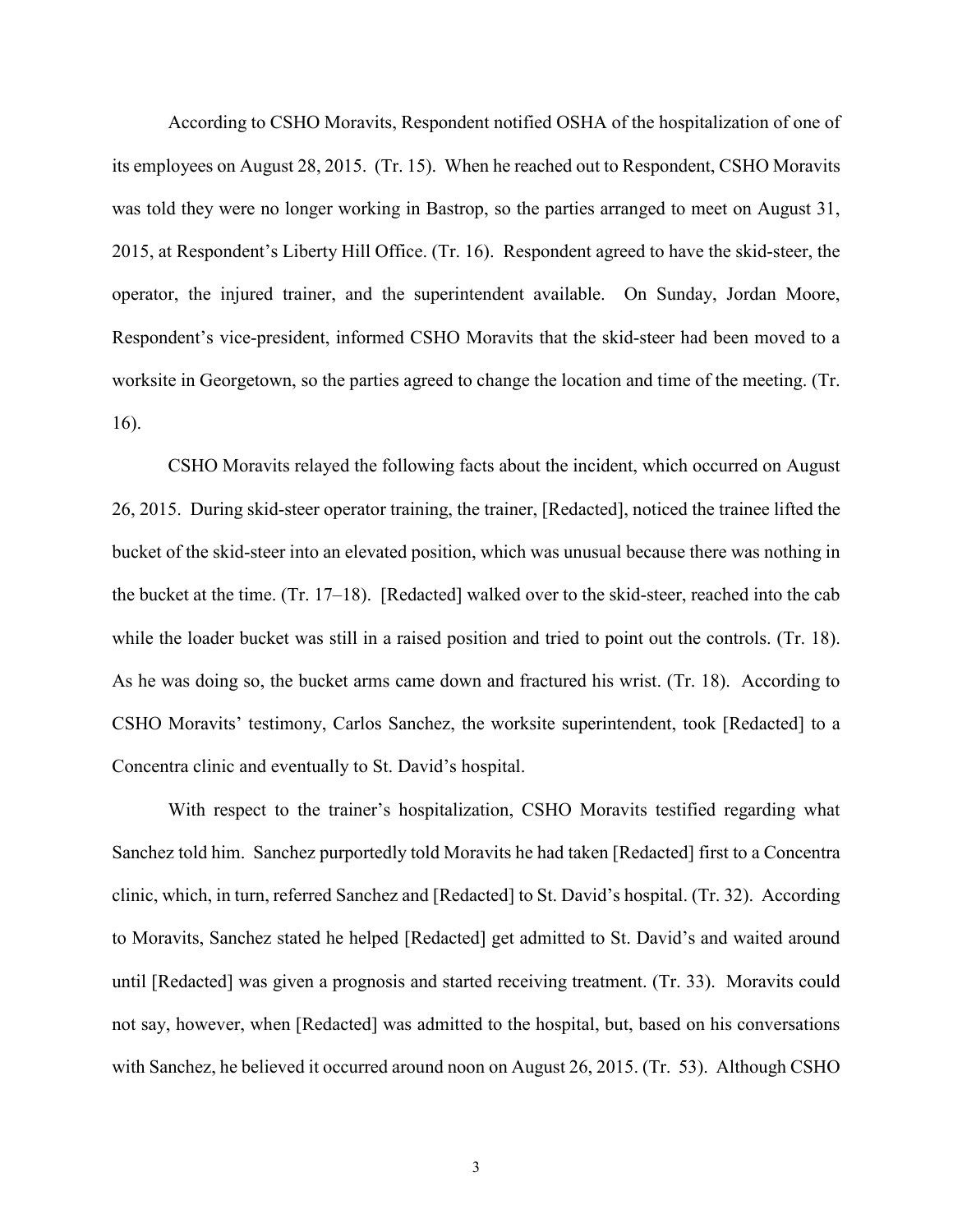According to CSHO Moravits, Respondent notified OSHA of the hospitalization of one of its employees on August 28, 2015. (Tr. 15). When he reached out to Respondent, CSHO Moravits was told they were no longer working in Bastrop, so the parties arranged to meet on August 31, 2015, at Respondent's Liberty Hill Office. (Tr. 16). Respondent agreed to have the skid-steer, the operator, the injured trainer, and the superintendent available. On Sunday, Jordan Moore, Respondent's vice-president, informed CSHO Moravits that the skid-steer had been moved to a worksite in Georgetown, so the parties agreed to change the location and time of the meeting. (Tr. 16).

CSHO Moravits relayed the following facts about the incident, which occurred on August 26, 2015. During skid-steer operator training, the trainer, [Redacted], noticed the trainee lifted the bucket of the skid-steer into an elevated position, which was unusual because there was nothing in the bucket at the time. (Tr. 17–18). [Redacted] walked over to the skid-steer, reached into the cab while the loader bucket was still in a raised position and tried to point out the controls. (Tr. 18). As he was doing so, the bucket arms came down and fractured his wrist. (Tr. 18). According to CSHO Moravits' testimony, Carlos Sanchez, the worksite superintendent, took [Redacted] to a Concentra clinic and eventually to St. David's hospital.

With respect to the trainer's hospitalization, CSHO Moravits testified regarding what Sanchez told him. Sanchez purportedly told Moravits he had taken [Redacted] first to a Concentra clinic, which, in turn, referred Sanchez and [Redacted] to St. David's hospital. (Tr. 32). According to Moravits, Sanchez stated he helped [Redacted] get admitted to St. David's and waited around until [Redacted] was given a prognosis and started receiving treatment. (Tr. 33). Moravits could not say, however, when [Redacted] was admitted to the hospital, but, based on his conversations with Sanchez, he believed it occurred around noon on August 26, 2015. (Tr. 53). Although CSHO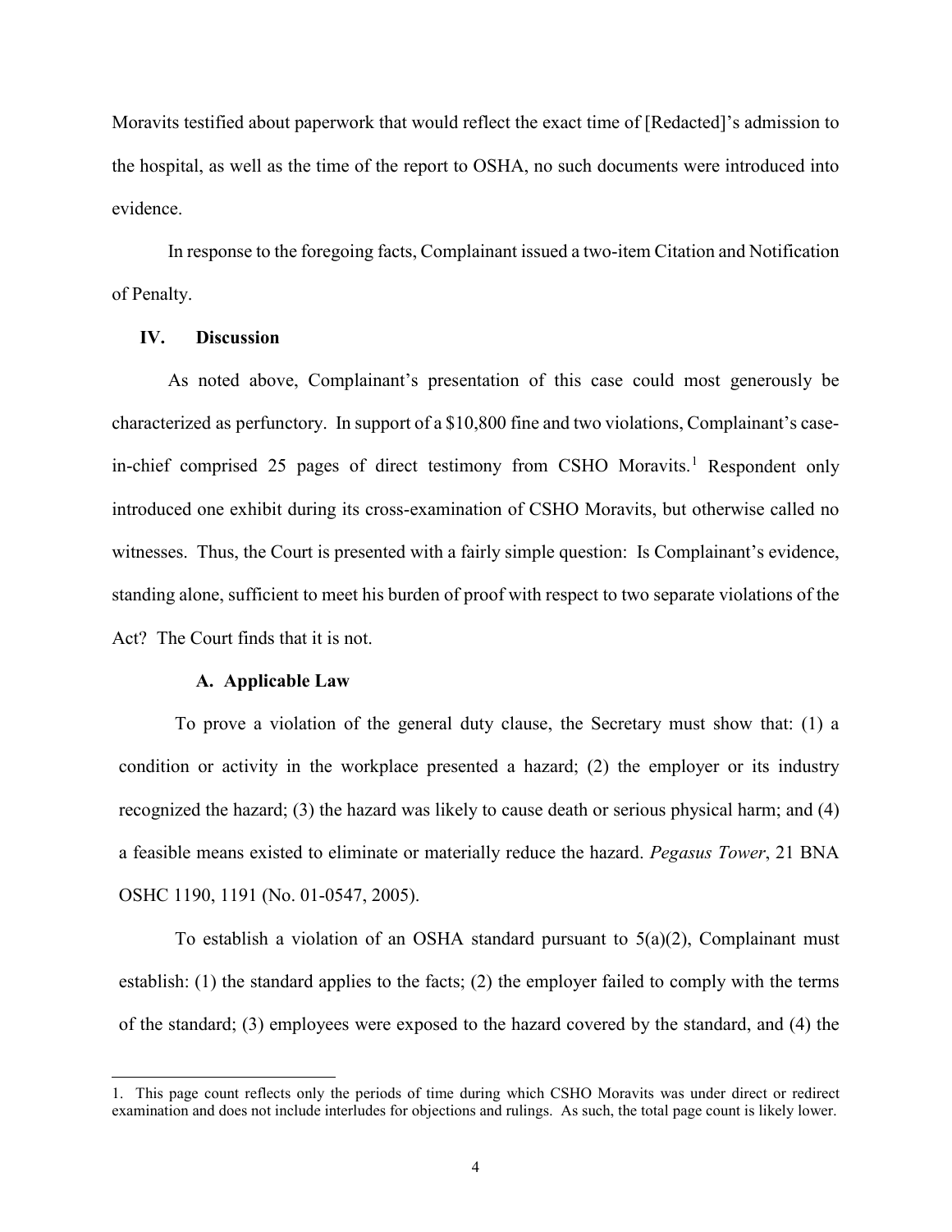Moravits testified about paperwork that would reflect the exact time of [Redacted]'s admission to the hospital, as well as the time of the report to OSHA, no such documents were introduced into evidence.

In response to the foregoing facts, Complainant issued a two-item Citation and Notification of Penalty.

## IV. Discussion

As noted above, Complainant's presentation of this case could most generously be characterized as perfunctory. In support of a $10,800 fine and two violations, Complainant's case-in-chief comprised 25 pages of direct testimony from CSHO Moravits.[1] Respondent only introduced one exhibit during its cross-examination of CSHO Moravits, but otherwise called no witnesses. Thus, the Court is presented with a fairly simple question: Is Complainant's evidence, standing alone, sufficient to meet his burden of proof with respect to two separate violations of the Act? The Court finds that it is not.

### A. Applicable Law

To prove a violation of the general duty clause, the Secretary must show that: (1) a condition or activity in the workplace presented a hazard; (2) the employer or its industry recognized the hazard; (3) the hazard was likely to cause death or serious physical harm; and (4) a feasible means existed to eliminate or materially reduce the hazard. *Pegasus Tower*, 21 BNA OSHC 1190, 1191 (No. 01-0547, 2005).

To establish a violation of an OSHA standard pursuant to 5(a)(2), Complainant must establish: (1) the standard applies to the facts; (2) the employer failed to comply with the terms of the standard; (3) employees were exposed to the hazard covered by the standard, and (4) the

1. This page count reflects only the periods of time during which CSHO Moravits was under direct or redirect examination and does not include interludes for objections and rulings. As such, the total page count is likely lower.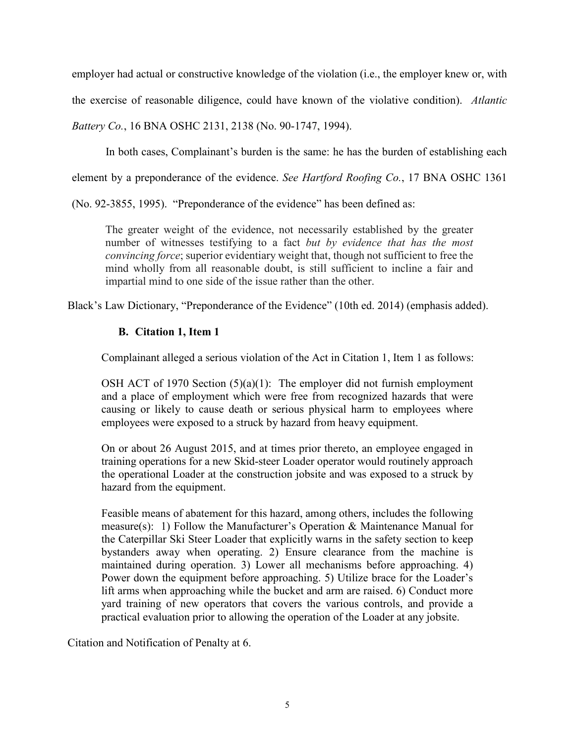employer had actual or constructive knowledge of the violation (i.e., the employer knew or, with the exercise of reasonable diligence, could have known of the violative condition). *Atlantic Battery Co.*, 16 BNA OSHC 2131, 2138 (No. 90-1747, 1994).

In both cases, Complainant's burden is the same: he has the burden of establishing each element by a preponderance of the evidence. *See Hartford Roofing Co.*, 17 BNA OSHC 1361 (No. 92-3855, 1995). "Preponderance of the evidence" has been defined as:

> The greater weight of the evidence, not necessarily established by the greater number of witnesses testifying to a fact *but by evidence that has the most convincing force*; superior evidentiary weight that, though not sufficient to free the mind wholly from all reasonable doubt, is still sufficient to incline a fair and impartial mind to one side of the issue rather than the other.

Black's Law Dictionary, "Preponderance of the Evidence" (10th ed. 2014) (emphasis added).

### B. Citation 1, Item 1

Complainant alleged a serious violation of the Act in Citation 1, Item 1 as follows:

> OSH ACT of 1970 Section (5)(a)(1): The employer did not furnish employment and a place of employment which were free from recognized hazards that were causing or likely to cause death or serious physical harm to employees where employees were exposed to a struck by hazard from heavy equipment.
>
> On or about 26 August 2015, and at times prior thereto, an employee engaged in training operations for a new Skid-steer Loader operator would routinely approach the operational Loader at the construction jobsite and was exposed to a struck by hazard from the equipment.
>
> Feasible means of abatement for this hazard, among others, includes the following measure(s): 1) Follow the Manufacturer's Operation & Maintenance Manual for the Caterpillar Ski Steer Loader that explicitly warns in the safety section to keep bystanders away when operating. 2) Ensure clearance from the machine is maintained during operation. 3) Lower all mechanisms before approaching. 4) Power down the equipment before approaching. 5) Utilize brace for the Loader's lift arms when approaching while the bucket and arm are raised. 6) Conduct more yard training of new operators that covers the various controls, and provide a practical evaluation prior to allowing the operation of the Loader at any jobsite.

Citation and Notification of Penalty at 6.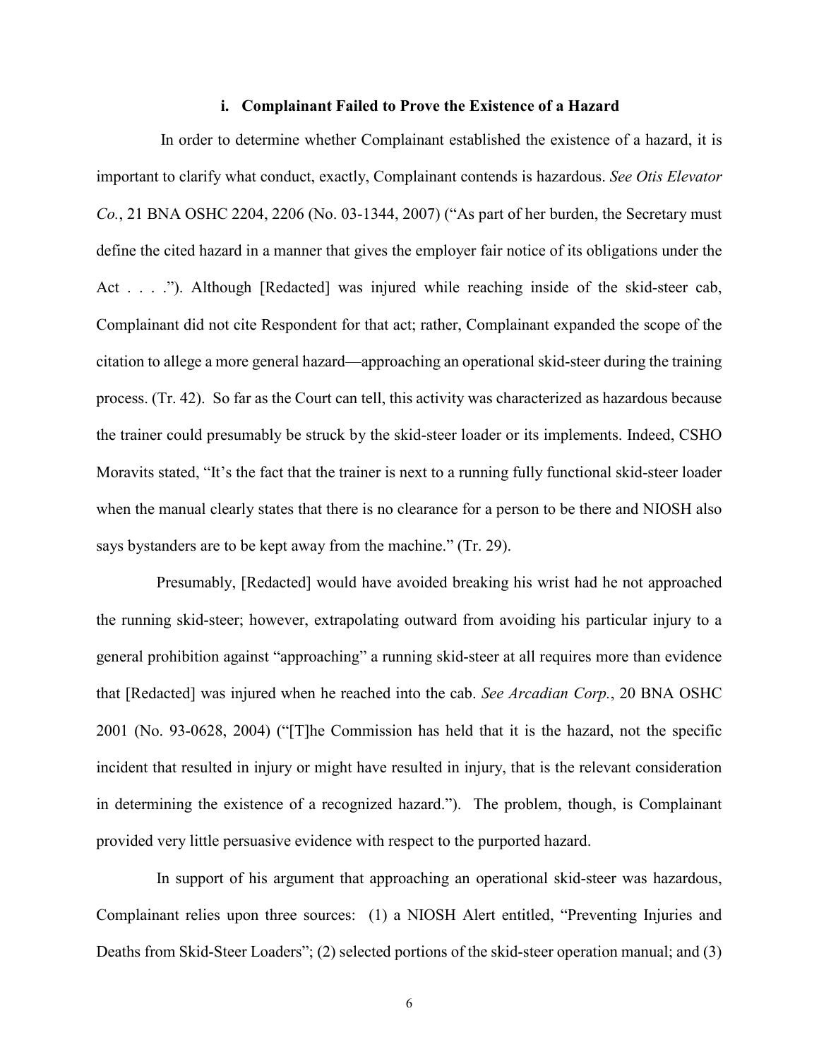### i. Complainant Failed to Prove the Existence of a Hazard

In order to determine whether Complainant established the existence of a hazard, it is important to clarify what conduct, exactly, Complainant contends is hazardous. *See Otis Elevator Co.*, 21 BNA OSHC 2204, 2206 (No. 03-1344, 2007) ("As part of her burden, the Secretary must define the cited hazard in a manner that gives the employer fair notice of its obligations under the Act . . . ."). Although [Redacted] was injured while reaching inside of the skid-steer cab, Complainant did not cite Respondent for that act; rather, Complainant expanded the scope of the citation to allege a more general hazard—approaching an operational skid-steer during the training process. (Tr. 42). So far as the Court can tell, this activity was characterized as hazardous because the trainer could presumably be struck by the skid-steer loader or its implements. Indeed, CSHO Moravits stated, "It's the fact that the trainer is next to a running fully functional skid-steer loader when the manual clearly states that there is no clearance for a person to be there and NIOSH also says bystanders are to be kept away from the machine." (Tr. 29).

Presumably, [Redacted] would have avoided breaking his wrist had he not approached the running skid-steer; however, extrapolating outward from avoiding his particular injury to a general prohibition against "approaching" a running skid-steer at all requires more than evidence that [Redacted] was injured when he reached into the cab. *See Arcadian Corp.*, 20 BNA OSHC 2001 (No. 93-0628, 2004) ("[T]he Commission has held that it is the hazard, not the specific incident that resulted in injury or might have resulted in injury, that is the relevant consideration in determining the existence of a recognized hazard."). The problem, though, is Complainant provided very little persuasive evidence with respect to the purported hazard.

In support of his argument that approaching an operational skid-steer was hazardous, Complainant relies upon three sources: (1) a NIOSH Alert entitled, "Preventing Injuries and Deaths from Skid-Steer Loaders"; (2) selected portions of the skid-steer operation manual; and (3)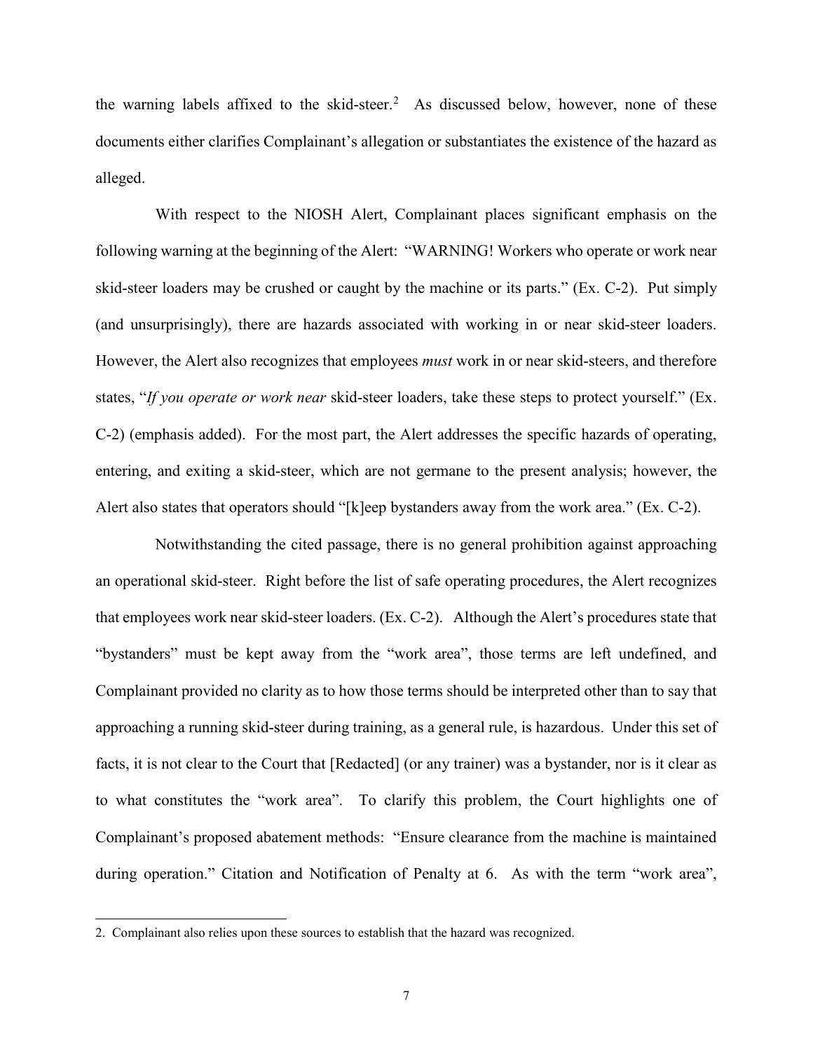the warning labels affixed to the skid-steer.[2] As discussed below, however, none of these documents either clarifies Complainant's allegation or substantiates the existence of the hazard as alleged.

With respect to the NIOSH Alert, Complainant places significant emphasis on the following warning at the beginning of the Alert: "WARNING! Workers who operate or work near skid-steer loaders may be crushed or caught by the machine or its parts." (Ex. C-2). Put simply (and unsurprisingly), there are hazards associated with working in or near skid-steer loaders. However, the Alert also recognizes that employees *must* work in or near skid-steers, and therefore states, "*If you operate or work near* skid-steer loaders, take these steps to protect yourself." (Ex. C-2) (emphasis added). For the most part, the Alert addresses the specific hazards of operating, entering, and exiting a skid-steer, which are not germane to the present analysis; however, the Alert also states that operators should "[k]eep bystanders away from the work area." (Ex. C-2).

Notwithstanding the cited passage, there is no general prohibition against approaching an operational skid-steer. Right before the list of safe operating procedures, the Alert recognizes that employees work near skid-steer loaders. (Ex. C-2). Although the Alert's procedures state that "bystanders" must be kept away from the "work area", those terms are left undefined, and Complainant provided no clarity as to how those terms should be interpreted other than to say that approaching a running skid-steer during training, as a general rule, is hazardous. Under this set of facts, it is not clear to the Court that [Redacted] (or any trainer) was a bystander, nor is it clear as to what constitutes the "work area". To clarify this problem, the Court highlights one of Complainant's proposed abatement methods: "Ensure clearance from the machine is maintained during operation." Citation and Notification of Penalty at 6. As with the term "work area",

---

2. Complainant also relies upon these sources to establish that the hazard was recognized.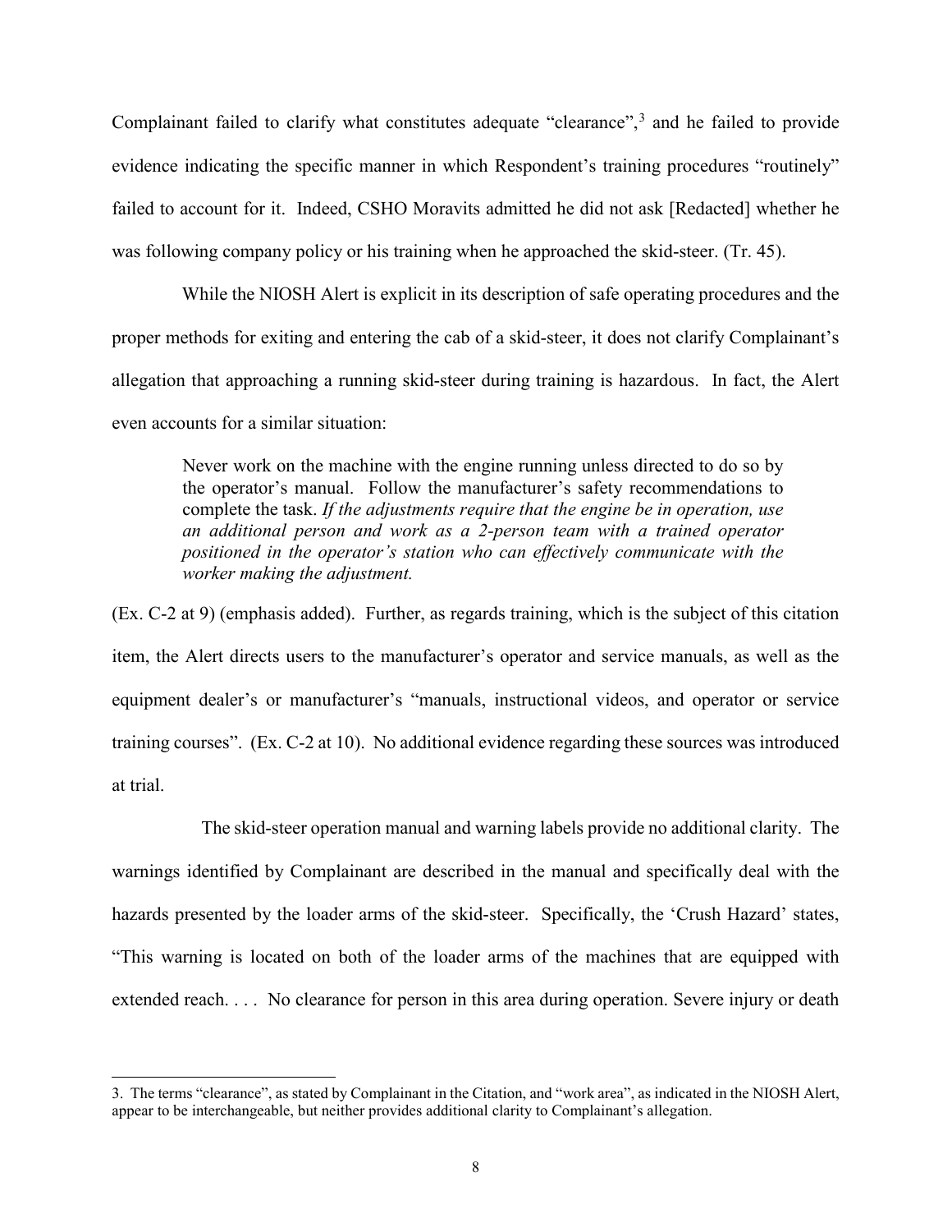Complainant failed to clarify what constitutes adequate "clearance",[3] and he failed to provide evidence indicating the specific manner in which Respondent's training procedures "routinely" failed to account for it. Indeed, CSHO Moravits admitted he did not ask [Redacted] whether he was following company policy or his training when he approached the skid-steer. (Tr. 45).

While the NIOSH Alert is explicit in its description of safe operating procedures and the proper methods for exiting and entering the cab of a skid-steer, it does not clarify Complainant's allegation that approaching a running skid-steer during training is hazardous. In fact, the Alert even accounts for a similar situation:

> Never work on the machine with the engine running unless directed to do so by the operator's manual. Follow the manufacturer's safety recommendations to complete the task. *If the adjustments require that the engine be in operation, use an additional person and work as a 2-person team with a trained operator positioned in the operator's station who can effectively communicate with the worker making the adjustment.*

(Ex. C-2 at 9) (emphasis added). Further, as regards training, which is the subject of this citation item, the Alert directs users to the manufacturer's operator and service manuals, as well as the equipment dealer's or manufacturer's "manuals, instructional videos, and operator or service training courses". (Ex. C-2 at 10). No additional evidence regarding these sources was introduced at trial.

The skid-steer operation manual and warning labels provide no additional clarity. The warnings identified by Complainant are described in the manual and specifically deal with the hazards presented by the loader arms of the skid-steer. Specifically, the 'Crush Hazard' states, "This warning is located on both of the loader arms of the machines that are equipped with extended reach. . . . No clearance for person in this area during operation. Severe injury or death

---

3. The terms "clearance", as stated by Complainant in the Citation, and "work area", as indicated in the NIOSH Alert, appear to be interchangeable, but neither provides additional clarity to Complainant's allegation.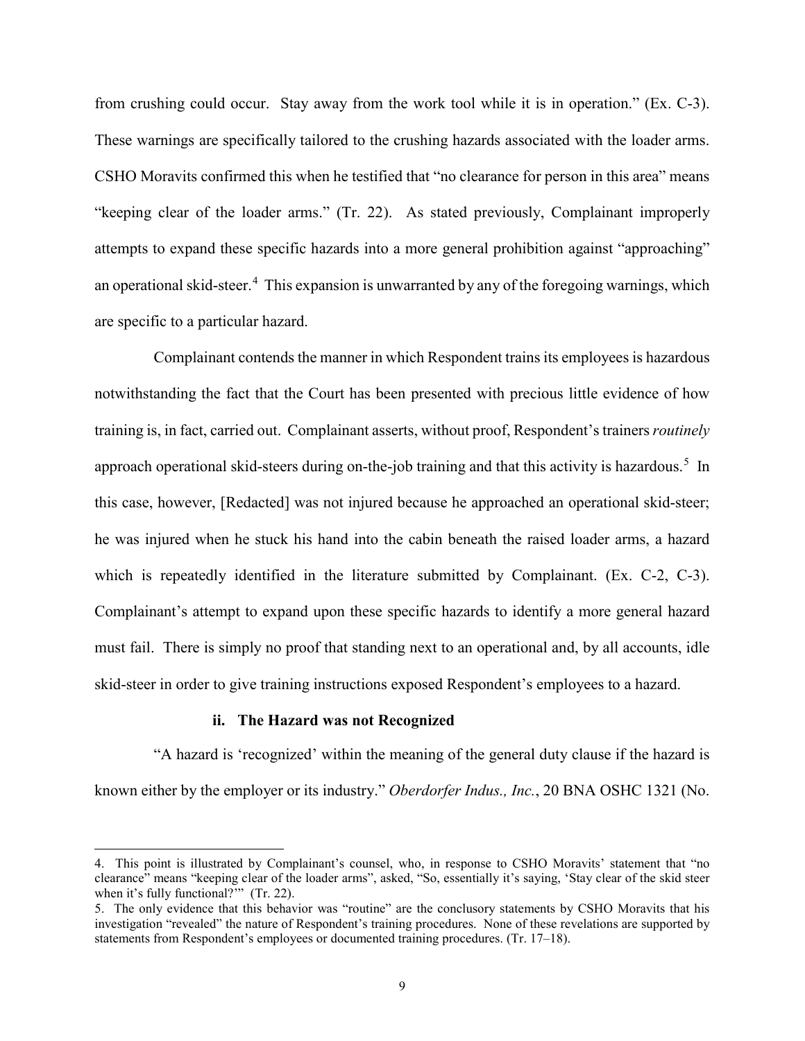from crushing could occur. Stay away from the work tool while it is in operation." (Ex. C-3). These warnings are specifically tailored to the crushing hazards associated with the loader arms. CSHO Moravits confirmed this when he testified that "no clearance for person in this area" means "keeping clear of the loader arms." (Tr. 22). As stated previously, Complainant improperly attempts to expand these specific hazards into a more general prohibition against "approaching" an operational skid-steer.[4] This expansion is unwarranted by any of the foregoing warnings, which are specific to a particular hazard.

Complainant contends the manner in which Respondent trains its employees is hazardous notwithstanding the fact that the Court has been presented with precious little evidence of how training is, in fact, carried out. Complainant asserts, without proof, Respondent's trainers *routinely* approach operational skid-steers during on-the-job training and that this activity is hazardous.[5] In this case, however, [Redacted] was not injured because he approached an operational skid-steer; he was injured when he stuck his hand into the cabin beneath the raised loader arms, a hazard which is repeatedly identified in the literature submitted by Complainant. (Ex. C-2, C-3). Complainant's attempt to expand upon these specific hazards to identify a more general hazard must fail. There is simply no proof that standing next to an operational and, by all accounts, idle skid-steer in order to give training instructions exposed Respondent's employees to a hazard.

### ii. The Hazard was not Recognized

"A hazard is 'recognized' within the meaning of the general duty clause if the hazard is known either by the employer or its industry." *Oberdorfer Indus., Inc.*, 20 BNA OSHC 1321 (No.

---

4. This point is illustrated by Complainant's counsel, who, in response to CSHO Moravits' statement that "no clearance" means "keeping clear of the loader arms", asked, "So, essentially it's saying, 'Stay clear of the skid steer when it's fully functional?'" (Tr. 22).

5. The only evidence that this behavior was "routine" are the conclusory statements by CSHO Moravits that his investigation "revealed" the nature of Respondent's training procedures. None of these revelations are supported by statements from Respondent's employees or documented training procedures. (Tr. 17–18).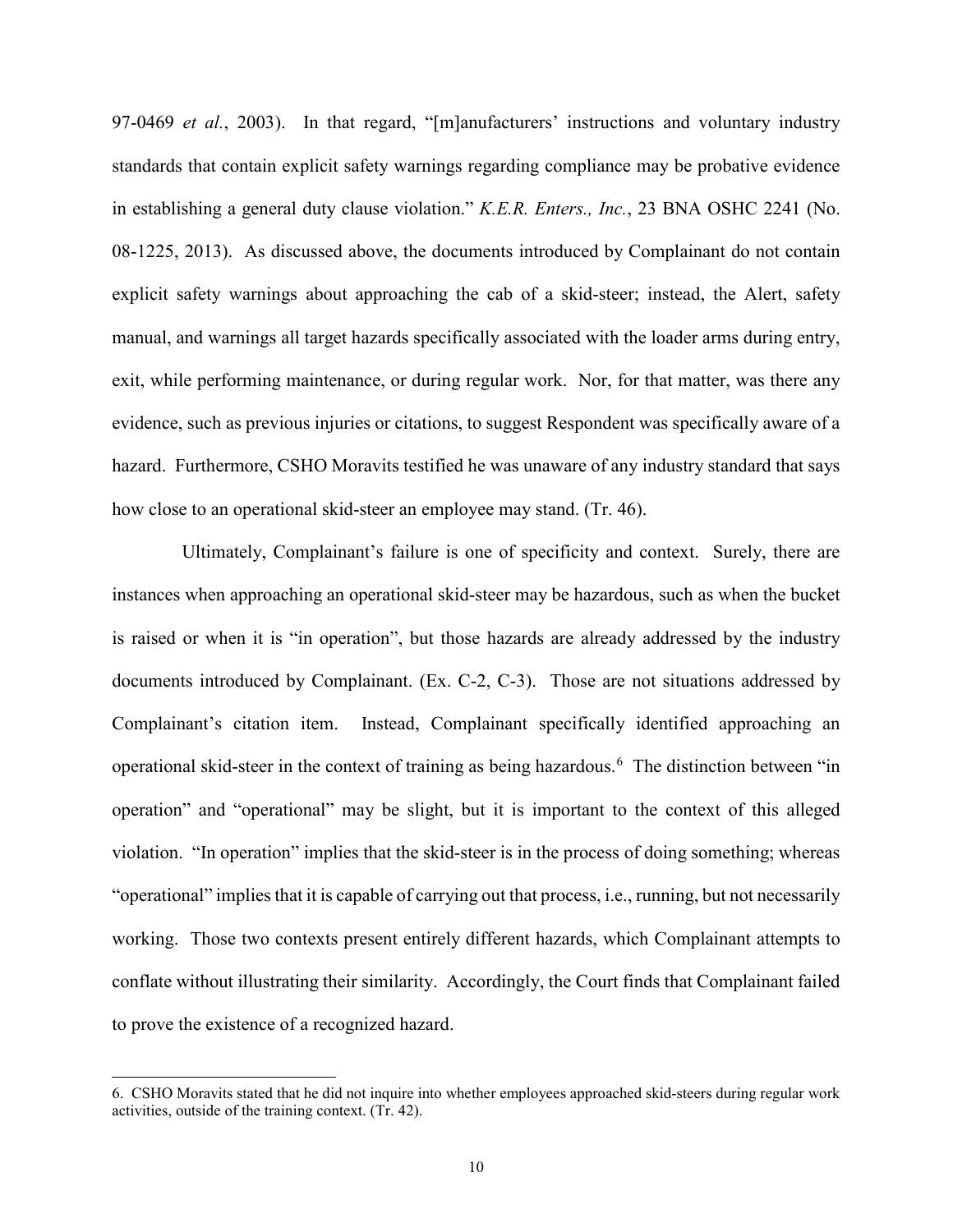97-0469 *et al.*, 2003). In that regard, "[m]anufacturers' instructions and voluntary industry standards that contain explicit safety warnings regarding compliance may be probative evidence in establishing a general duty clause violation." *K.E.R. Enters., Inc.*, 23 BNA OSHC 2241 (No. 08-1225, 2013). As discussed above, the documents introduced by Complainant do not contain explicit safety warnings about approaching the cab of a skid-steer; instead, the Alert, safety manual, and warnings all target hazards specifically associated with the loader arms during entry, exit, while performing maintenance, or during regular work. Nor, for that matter, was there any evidence, such as previous injuries or citations, to suggest Respondent was specifically aware of a hazard. Furthermore, CSHO Moravits testified he was unaware of any industry standard that says how close to an operational skid-steer an employee may stand. (Tr. 46).

Ultimately, Complainant's failure is one of specificity and context. Surely, there are instances when approaching an operational skid-steer may be hazardous, such as when the bucket is raised or when it is "in operation", but those hazards are already addressed by the industry documents introduced by Complainant. (Ex. C-2, C-3). Those are not situations addressed by Complainant's citation item. Instead, Complainant specifically identified approaching an operational skid-steer in the context of training as being hazardous.[6] The distinction between "in operation" and "operational" may be slight, but it is important to the context of this alleged violation. "In operation" implies that the skid-steer is in the process of doing something; whereas "operational" implies that it is capable of carrying out that process, i.e., running, but not necessarily working. Those two contexts present entirely different hazards, which Complainant attempts to conflate without illustrating their similarity. Accordingly, the Court finds that Complainant failed to prove the existence of a recognized hazard.

---

6. CSHO Moravits stated that he did not inquire into whether employees approached skid-steers during regular work activities, outside of the training context. (Tr. 42).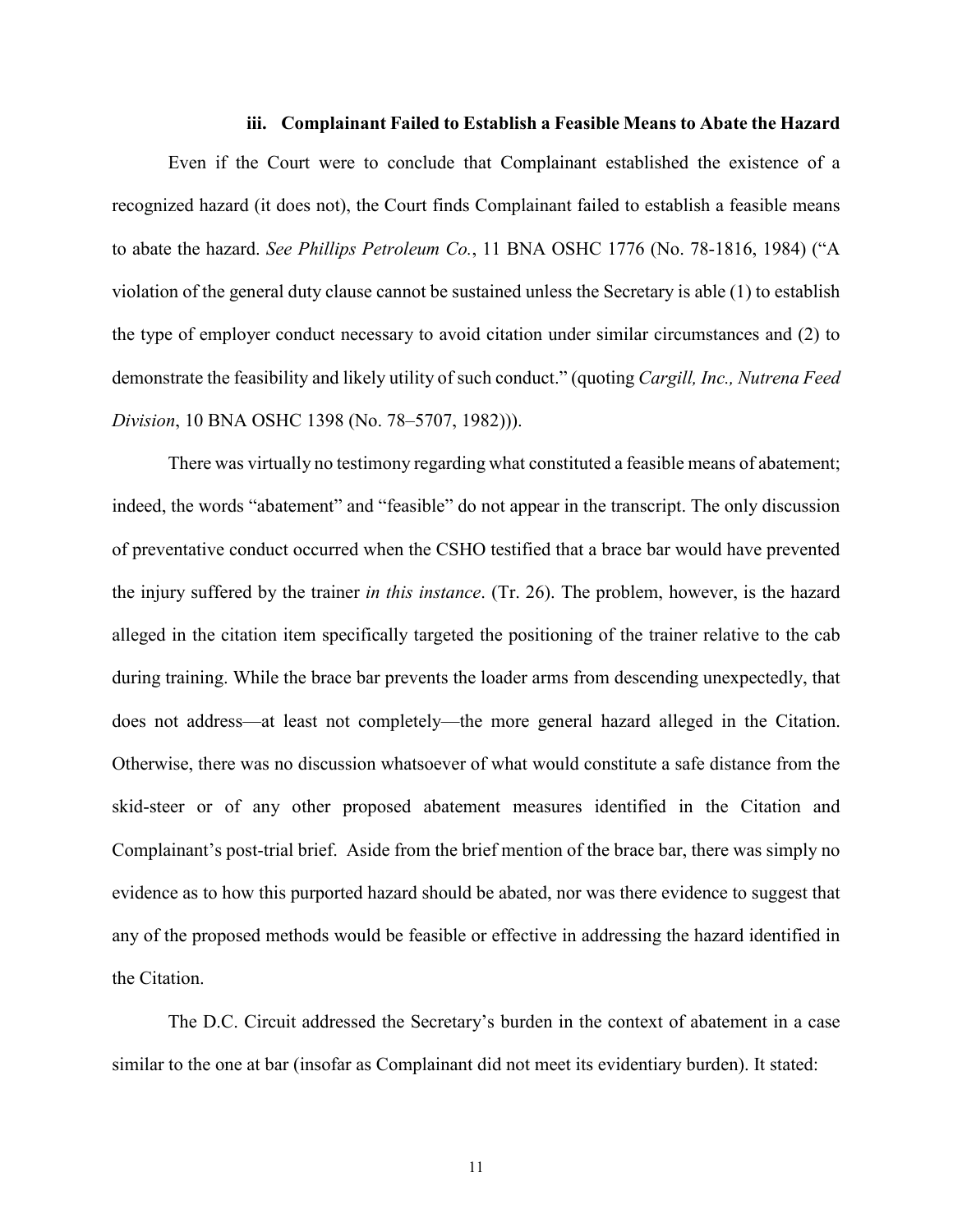### iii. Complainant Failed to Establish a Feasible Means to Abate the Hazard

Even if the Court were to conclude that Complainant established the existence of a recognized hazard (it does not), the Court finds Complainant failed to establish a feasible means to abate the hazard. *See Phillips Petroleum Co.*, 11 BNA OSHC 1776 (No. 78-1816, 1984) ("A violation of the general duty clause cannot be sustained unless the Secretary is able (1) to establish the type of employer conduct necessary to avoid citation under similar circumstances and (2) to demonstrate the feasibility and likely utility of such conduct." (quoting *Cargill, Inc., Nutrena Feed Division*, 10 BNA OSHC 1398 (No. 78–5707, 1982))).

There was virtually no testimony regarding what constituted a feasible means of abatement; indeed, the words "abatement" and "feasible" do not appear in the transcript. The only discussion of preventative conduct occurred when the CSHO testified that a brace bar would have prevented the injury suffered by the trainer *in this instance*. (Tr. 26). The problem, however, is the hazard alleged in the citation item specifically targeted the positioning of the trainer relative to the cab during training. While the brace bar prevents the loader arms from descending unexpectedly, that does not address—at least not completely—the more general hazard alleged in the Citation. Otherwise, there was no discussion whatsoever of what would constitute a safe distance from the skid-steer or of any other proposed abatement measures identified in the Citation and Complainant's post-trial brief. Aside from the brief mention of the brace bar, there was simply no evidence as to how this purported hazard should be abated, nor was there evidence to suggest that any of the proposed methods would be feasible or effective in addressing the hazard identified in the Citation.

The D.C. Circuit addressed the Secretary's burden in the context of abatement in a case similar to the one at bar (insofar as Complainant did not meet its evidentiary burden). It stated: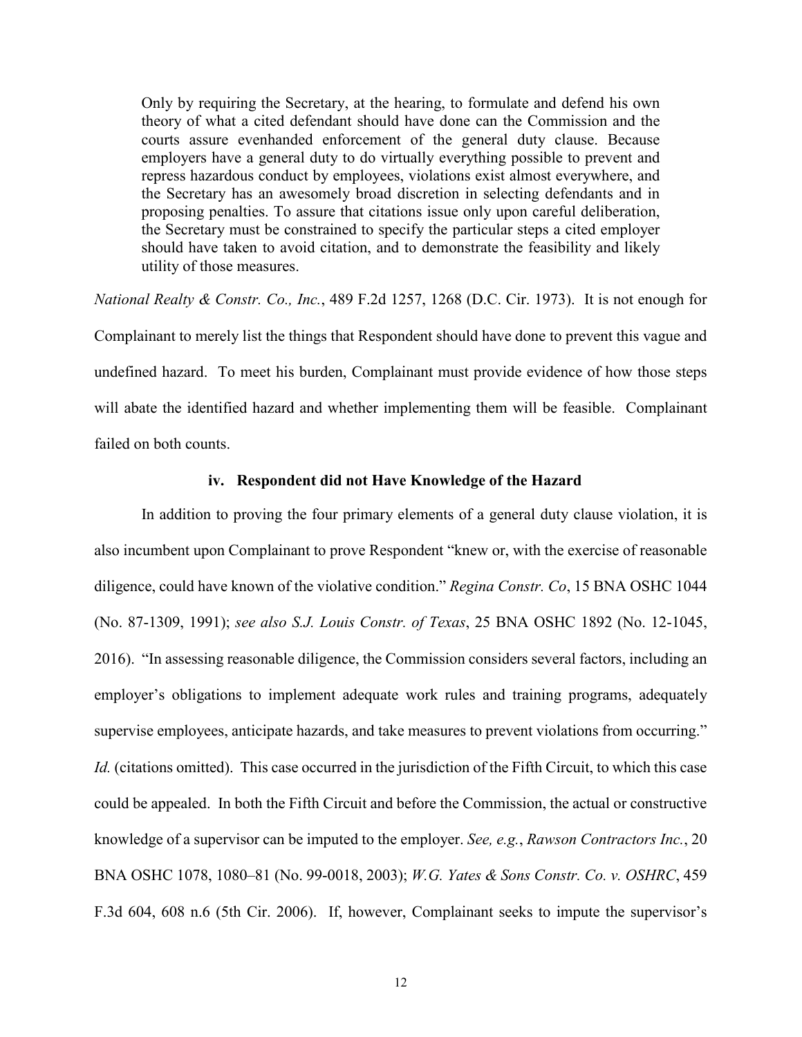> Only by requiring the Secretary, at the hearing, to formulate and defend his own theory of what a cited defendant should have done can the Commission and the courts assure evenhanded enforcement of the general duty clause. Because employers have a general duty to do virtually everything possible to prevent and repress hazardous conduct by employees, violations exist almost everywhere, and the Secretary has an awesomely broad discretion in selecting defendants and in proposing penalties. To assure that citations issue only upon careful deliberation, the Secretary must be constrained to specify the particular steps a cited employer should have taken to avoid citation, and to demonstrate the feasibility and likely utility of those measures.

*National Realty & Constr. Co., Inc.*, 489 F.2d 1257, 1268 (D.C. Cir. 1973). It is not enough for Complainant to merely list the things that Respondent should have done to prevent this vague and undefined hazard. To meet his burden, Complainant must provide evidence of how those steps will abate the identified hazard and whether implementing them will be feasible. Complainant failed on both counts.

#### iv. Respondent did not Have Knowledge of the Hazard

In addition to proving the four primary elements of a general duty clause violation, it is also incumbent upon Complainant to prove Respondent "knew or, with the exercise of reasonable diligence, could have known of the violative condition." *Regina Constr. Co*, 15 BNA OSHC 1044 (No. 87-1309, 1991); *see also S.J. Louis Constr. of Texas*, 25 BNA OSHC 1892 (No. 12-1045, 2016). "In assessing reasonable diligence, the Commission considers several factors, including an employer's obligations to implement adequate work rules and training programs, adequately supervise employees, anticipate hazards, and take measures to prevent violations from occurring." *Id.* (citations omitted). This case occurred in the jurisdiction of the Fifth Circuit, to which this case could be appealed. In both the Fifth Circuit and before the Commission, the actual or constructive knowledge of a supervisor can be imputed to the employer. *See, e.g.*, *Rawson Contractors Inc.*, 20 BNA OSHC 1078, 1080–81 (No. 99-0018, 2003); *W.G. Yates & Sons Constr. Co. v. OSHRC*, 459 F.3d 604, 608 n.6 (5th Cir. 2006). If, however, Complainant seeks to impute the supervisor's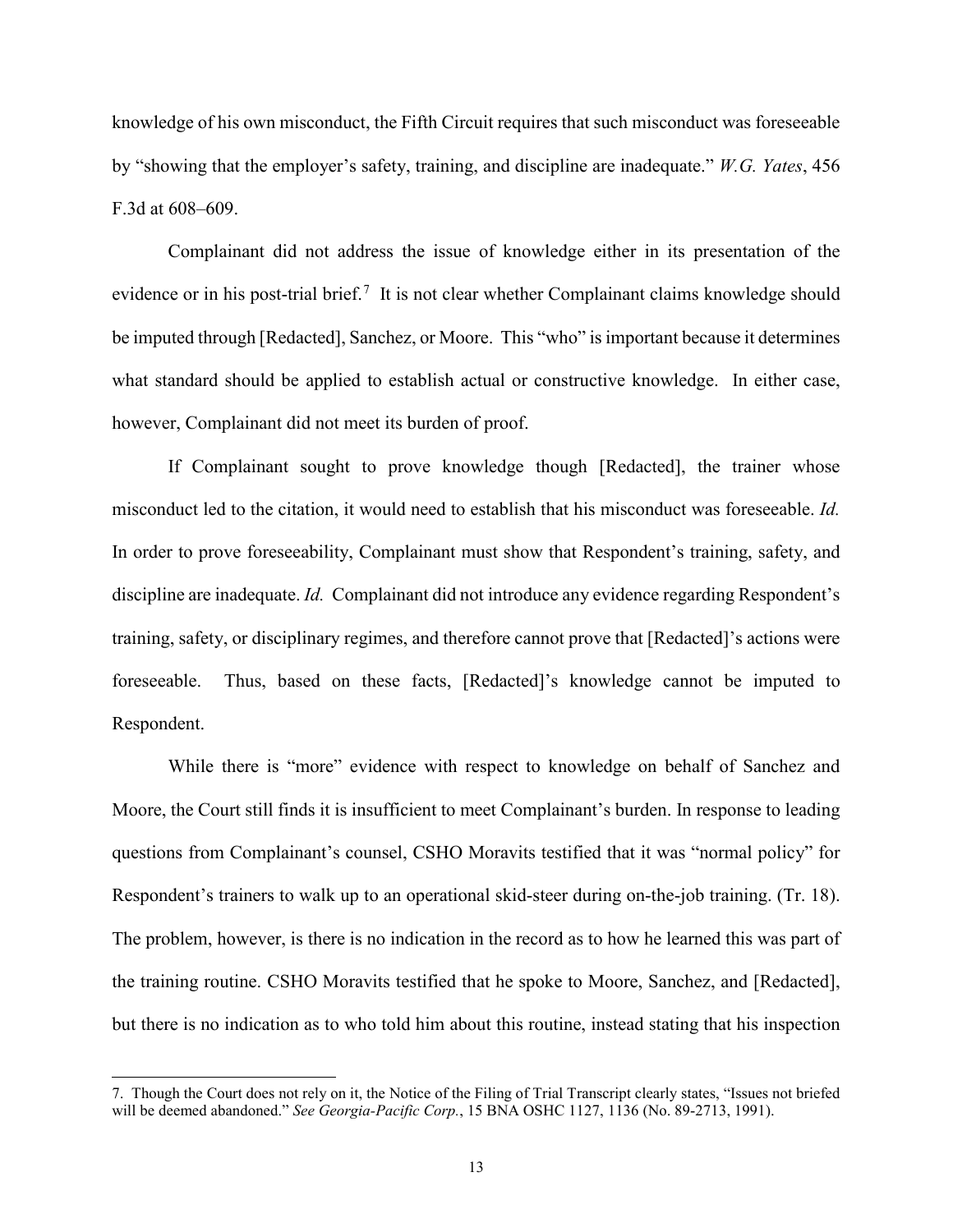knowledge of his own misconduct, the Fifth Circuit requires that such misconduct was foreseeable by "showing that the employer's safety, training, and discipline are inadequate." *W.G. Yates*, 456 F.3d at 608–609.

Complainant did not address the issue of knowledge either in its presentation of the evidence or in his post-trial brief.[7] It is not clear whether Complainant claims knowledge should be imputed through [Redacted], Sanchez, or Moore. This "who" is important because it determines what standard should be applied to establish actual or constructive knowledge. In either case, however, Complainant did not meet its burden of proof.

If Complainant sought to prove knowledge though [Redacted], the trainer whose misconduct led to the citation, it would need to establish that his misconduct was foreseeable. *Id.* In order to prove foreseeability, Complainant must show that Respondent's training, safety, and discipline are inadequate. *Id.* Complainant did not introduce any evidence regarding Respondent's training, safety, or disciplinary regimes, and therefore cannot prove that [Redacted]'s actions were foreseeable. Thus, based on these facts, [Redacted]'s knowledge cannot be imputed to Respondent.

While there is "more" evidence with respect to knowledge on behalf of Sanchez and Moore, the Court still finds it is insufficient to meet Complainant's burden. In response to leading questions from Complainant's counsel, CSHO Moravits testified that it was "normal policy" for Respondent's trainers to walk up to an operational skid-steer during on-the-job training. (Tr. 18). The problem, however, is there is no indication in the record as to how he learned this was part of the training routine. CSHO Moravits testified that he spoke to Moore, Sanchez, and [Redacted], but there is no indication as to who told him about this routine, instead stating that his inspection

7. Though the Court does not rely on it, the Notice of the Filing of Trial Transcript clearly states, "Issues not briefed will be deemed abandoned." *See Georgia-Pacific Corp.*, 15 BNA OSHC 1127, 1136 (No. 89-2713, 1991).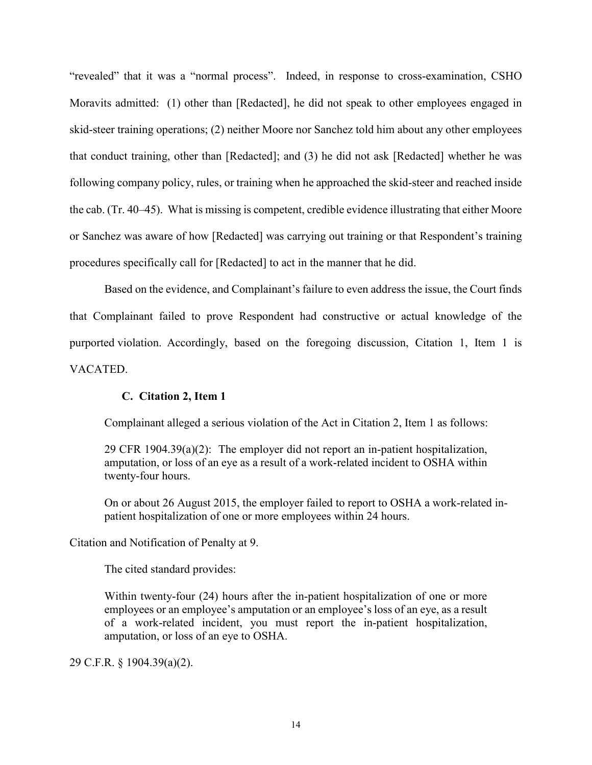"revealed" that it was a "normal process". Indeed, in response to cross-examination, CSHO Moravits admitted: (1) other than [Redacted], he did not speak to other employees engaged in skid-steer training operations; (2) neither Moore nor Sanchez told him about any other employees that conduct training, other than [Redacted]; and (3) he did not ask [Redacted] whether he was following company policy, rules, or training when he approached the skid-steer and reached inside the cab. (Tr. 40–45). What is missing is competent, credible evidence illustrating that either Moore or Sanchez was aware of how [Redacted] was carrying out training or that Respondent's training procedures specifically call for [Redacted] to act in the manner that he did.

Based on the evidence, and Complainant's failure to even address the issue, the Court finds that Complainant failed to prove Respondent had constructive or actual knowledge of the purported violation. Accordingly, based on the foregoing discussion, Citation 1, Item 1 is VACATED.

### C. Citation 2, Item 1

Complainant alleged a serious violation of the Act in Citation 2, Item 1 as follows:

> 29 CFR 1904.39(a)(2): The employer did not report an in-patient hospitalization, amputation, or loss of an eye as a result of a work-related incident to OSHA within twenty-four hours.
>
> On or about 26 August 2015, the employer failed to report to OSHA a work-related in-patient hospitalization of one or more employees within 24 hours.

Citation and Notification of Penalty at 9.

The cited standard provides:

> Within twenty-four (24) hours after the in-patient hospitalization of one or more employees or an employee's amputation or an employee's loss of an eye, as a result of a work-related incident, you must report the in-patient hospitalization, amputation, or loss of an eye to OSHA.

29 C.F.R. § 1904.39(a)(2).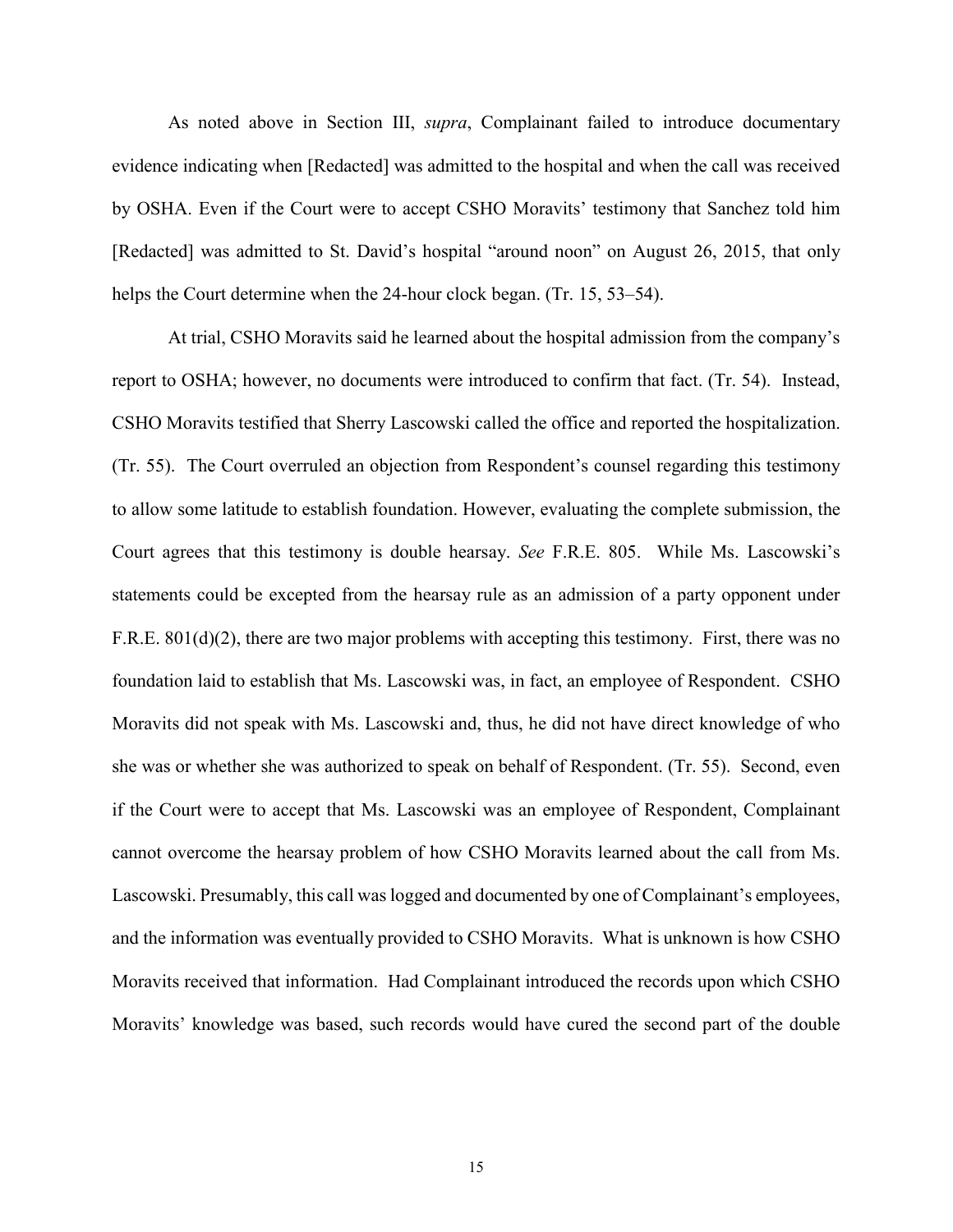As noted above in Section III, *supra*, Complainant failed to introduce documentary evidence indicating when [Redacted] was admitted to the hospital and when the call was received by OSHA. Even if the Court were to accept CSHO Moravits' testimony that Sanchez told him [Redacted] was admitted to St. David's hospital "around noon" on August 26, 2015, that only helps the Court determine when the 24-hour clock began. (Tr. 15, 53–54).

At trial, CSHO Moravits said he learned about the hospital admission from the company's report to OSHA; however, no documents were introduced to confirm that fact. (Tr. 54). Instead, CSHO Moravits testified that Sherry Lascowski called the office and reported the hospitalization. (Tr. 55). The Court overruled an objection from Respondent's counsel regarding this testimony to allow some latitude to establish foundation. However, evaluating the complete submission, the Court agrees that this testimony is double hearsay. *See* F.R.E. 805. While Ms. Lascowski's statements could be excepted from the hearsay rule as an admission of a party opponent under F.R.E. 801(d)(2), there are two major problems with accepting this testimony. First, there was no foundation laid to establish that Ms. Lascowski was, in fact, an employee of Respondent. CSHO Moravits did not speak with Ms. Lascowski and, thus, he did not have direct knowledge of who she was or whether she was authorized to speak on behalf of Respondent. (Tr. 55). Second, even if the Court were to accept that Ms. Lascowski was an employee of Respondent, Complainant cannot overcome the hearsay problem of how CSHO Moravits learned about the call from Ms. Lascowski. Presumably, this call was logged and documented by one of Complainant's employees, and the information was eventually provided to CSHO Moravits. What is unknown is how CSHO Moravits received that information. Had Complainant introduced the records upon which CSHO Moravits' knowledge was based, such records would have cured the second part of the double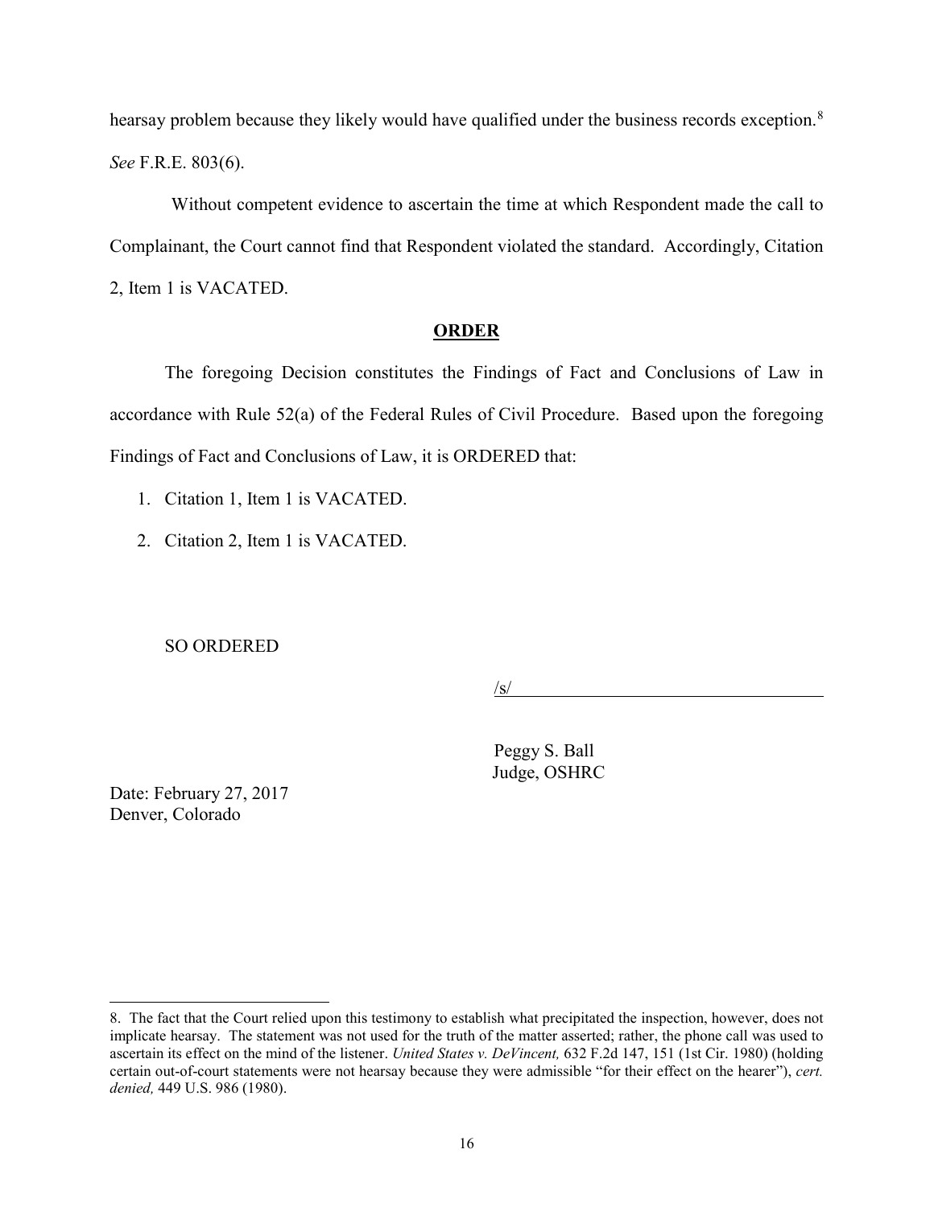hearsay problem because they likely would have qualified under the business records exception.[8] *See* F.R.E. 803(6).

Without competent evidence to ascertain the time at which Respondent made the call to Complainant, the Court cannot find that Respondent violated the standard. Accordingly, Citation 2, Item 1 is VACATED.

## ORDER

The foregoing Decision constitutes the Findings of Fact and Conclusions of Law in accordance with Rule 52(a) of the Federal Rules of Civil Procedure. Based upon the foregoing Findings of Fact and Conclusions of Law, it is ORDERED that:

1. Citation 1, Item 1 is VACATED.
2. Citation 2, Item 1 is VACATED.

SO ORDERED

/s/

Peggy S. Ball
Judge, OSHRC

Date: February 27, 2017
Denver, Colorado

---

8. The fact that the Court relied upon this testimony to establish what precipitated the inspection, however, does not implicate hearsay. The statement was not used for the truth of the matter asserted; rather, the phone call was used to ascertain its effect on the mind of the listener. *United States v. DeVincent,* 632 F.2d 147, 151 (1st Cir. 1980) (holding certain out-of-court statements were not hearsay because they were admissible "for their effect on the hearer"), *cert. denied,* 449 U.S. 986 (1980).